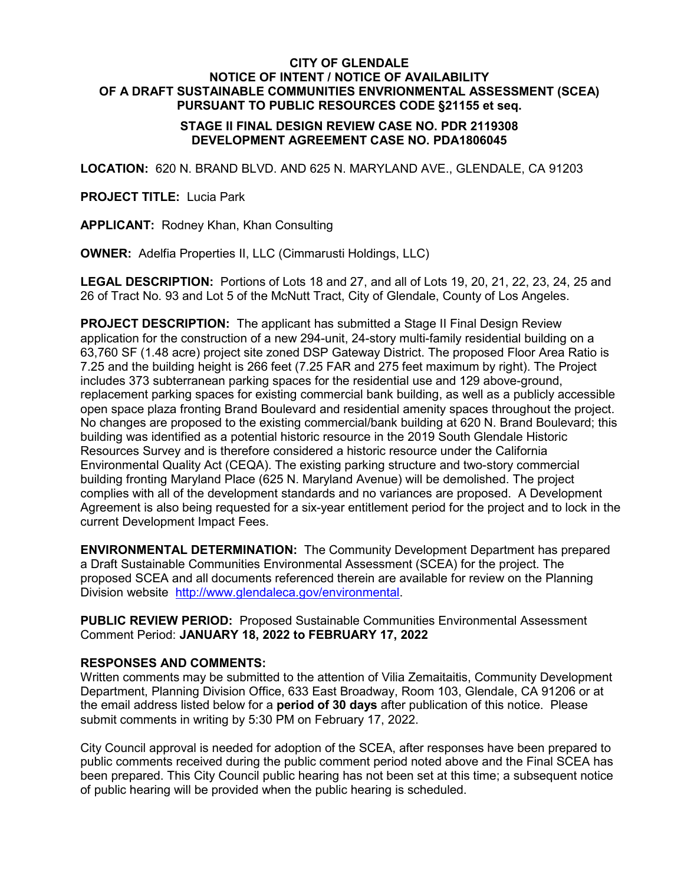# CITY OF GLENDALE
## NOTICE OF INTENT / NOTICE OF AVAILABILITY OF A DRAFT SUSTAINABLE COMMUNITIES ENVRIONMENTAL ASSESSMENT (SCEA) PURSUANT TO PUBLIC RESOURCES CODE §21155 et seq.

### STAGE II FINAL DESIGN REVIEW CASE NO. PDR 2119308
### DEVELOPMENT AGREEMENT CASE NO. PDA1806045

**LOCATION:** 620 N. BRAND BLVD. AND 625 N. MARYLAND AVE., GLENDALE, CA 91203

**PROJECT TITLE:** Lucia Park

**APPLICANT:** Rodney Khan, Khan Consulting

**OWNER:** Adelfia Properties II, LLC (Cimmarusti Holdings, LLC)

**LEGAL DESCRIPTION:** Portions of Lots 18 and 27, and all of Lots 19, 20, 21, 22, 23, 24, 25 and 26 of Tract No. 93 and Lot 5 of the McNutt Tract, City of Glendale, County of Los Angeles.

**PROJECT DESCRIPTION:** The applicant has submitted a Stage II Final Design Review application for the construction of a new 294-unit, 24-story multi-family residential building on a 63,760 SF (1.48 acre) project site zoned DSP Gateway District. The proposed Floor Area Ratio is 7.25 and the building height is 266 feet (7.25 FAR and 275 feet maximum by right). The Project includes 373 subterranean parking spaces for the residential use and 129 above-ground, replacement parking spaces for existing commercial bank building, as well as a publicly accessible open space plaza fronting Brand Boulevard and residential amenity spaces throughout the project. No changes are proposed to the existing commercial/bank building at 620 N. Brand Boulevard; this building was identified as a potential historic resource in the 2019 South Glendale Historic Resources Survey and is therefore considered a historic resource under the California Environmental Quality Act (CEQA). The existing parking structure and two-story commercial building fronting Maryland Place (625 N. Maryland Avenue) will be demolished. The project complies with all of the development standards and no variances are proposed. A Development Agreement is also being requested for a six-year entitlement period for the project and to lock in the current Development Impact Fees.

**ENVIRONMENTAL DETERMINATION:** The Community Development Department has prepared a Draft Sustainable Communities Environmental Assessment (SCEA) for the project. The proposed SCEA and all documents referenced therein are available for review on the Planning Division website http://www.glendaleca.gov/environmental.

**PUBLIC REVIEW PERIOD:** Proposed Sustainable Communities Environmental Assessment Comment Period: **JANUARY 18, 2022 to FEBRUARY 17, 2022**

**RESPONSES AND COMMENTS:**
Written comments may be submitted to the attention of Vilia Zemaitaitis, Community Development Department, Planning Division Office, 633 East Broadway, Room 103, Glendale, CA 91206 or at the email address listed below for a **period of 30 days** after publication of this notice. Please submit comments in writing by 5:30 PM on February 17, 2022.

City Council approval is needed for adoption of the SCEA, after responses have been prepared to public comments received during the public comment period noted above and the Final SCEA has been prepared. This City Council public hearing has not been set at this time; a subsequent notice of public hearing will be provided when the public hearing is scheduled.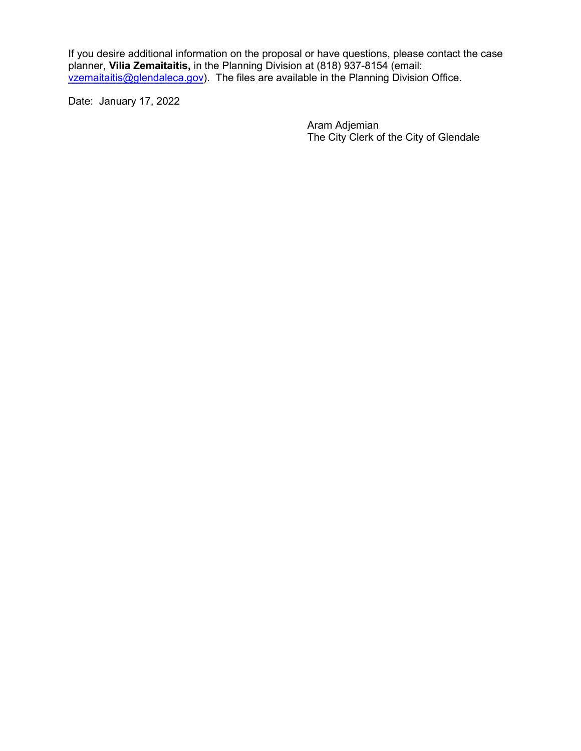If you desire additional information on the proposal or have questions, please contact the case planner, **Vilia Zemaitaitis,** in the Planning Division at (818) 937-8154 (email: vzemaitaitis@glendaleca.gov). The files are available in the Planning Division Office.

Date: January 17, 2022

Aram Adjemian
The City Clerk of the City of Glendale